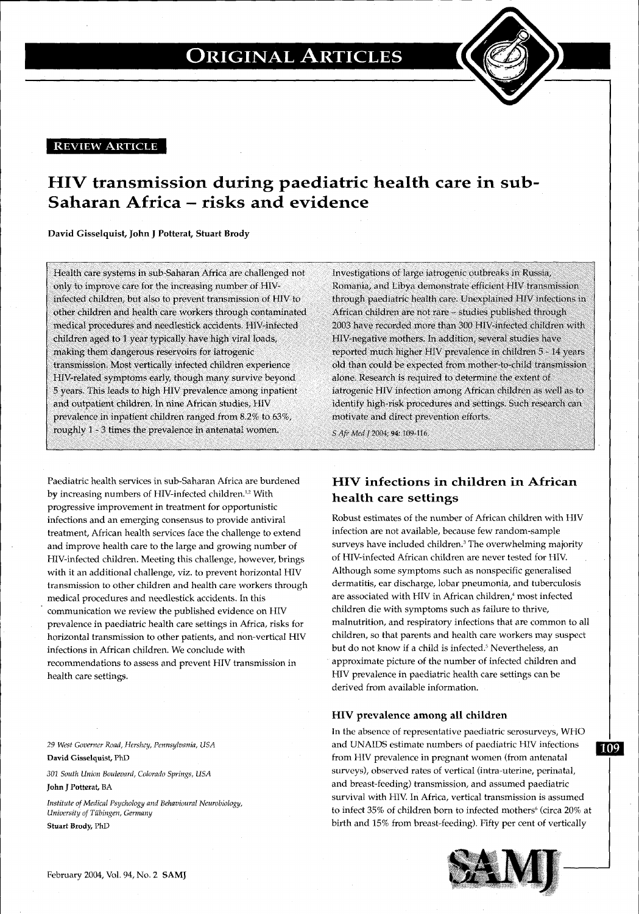**REVIEW ARTICLE**

# HIV transmission during paediatric health care in sub-Saharan Africa – risks and evidence

**David Gisselquist, John J Potterat, Stuart Brody**

Health care systems in sub-Saharan Africa are challenged not only to improve care for the increasing number of HIV-infected children, but also to prevent transmission of HIV to other children and health care workers through contaminated medical procedures and needlestick accidents. HIV-infected children aged to 1 year typically have high viral loads, making them dangerous reservoirs for iatrogenic transmission. Most vertically infected children experience HIV-related symptoms early, though many survive beyond 5 years. This leads to high HIV prevalence among inpatient and outpatient children. In nine African studies, HIV prevalence in inpatient children ranged from 8.2% to 63%, roughly 1 - 3 times the prevalence in antenatal women. Investigations of large iatrogenic outbreaks in Russia, Romania, and Libya demonstrate efficient HIV transmission through paediatric health care. Unexplained HIV infections in African children are not rare – studies published through 2003 have recorded more than 300 HIV-infected children with HIV-negative mothers. In addition, several studies have reported much higher HIV prevalence in children 5 - 14 years old than could be expected from mother-to-child transmission alone. Research is required to determine the extent of iatrogenic HIV infection among African children as well as to identify high-risk procedures and settings. Such research can motivate and direct prevention efforts.

*S Afr Med J* 2004; **94**: 109-116.

Paediatric health services in sub-Saharan Africa are burdened by increasing numbers of HIV-infected children.[1,2] With progressive improvement in treatment for opportunistic infections and an emerging consensus to provide antiviral treatment, African health services face the challenge to extend and improve health care to the large and growing number of HIV-infected children. Meeting this challenge, however, brings with it an additional challenge, viz. to prevent horizontal HIV transmission to other children and health care workers through medical procedures and needlestick accidents. In this communication we review the published evidence on HIV prevalence in paediatric health care settings in Africa, risks for horizontal transmission to other patients, and non-vertical HIV infections in African children. We conclude with recommendations to assess and prevent HIV transmission in health care settings.

*29 West Governor Road, Hershey, Pennsylvania, USA*
**David Gisselquist**, PhD

*301 South Union Boulevard, Colorado Springs, USA*
**John J Potterat**, BA

*Institute of Medical Psychology and Behavioural Neurobiology, University of Tübingen, Germany*
**Stuart Brody**, PhD

## HIV infections in children in African health care settings

Robust estimates of the number of African children with HIV infection are not available, because few random-sample surveys have included children.[3] The overwhelming majority of HIV-infected African children are never tested for HIV. Although some symptoms such as nonspecific generalised dermatitis, ear discharge, lobar pneumonia, and tuberculosis are associated with HIV in African children,[4] most infected children die with symptoms such as failure to thrive, malnutrition, and respiratory infections that are common to all children, so that parents and health care workers may suspect but do not know if a child is infected.[5] Nevertheless, an approximate picture of the number of infected children and HIV prevalence in paediatric health care settings can be derived from available information.

### HIV prevalence among all children

In the absence of representative paediatric serosurveys, WHO and UNAIDS estimate numbers of paediatric HIV infections from HIV prevalence in pregnant women (from antenatal surveys), observed rates of vertical (intra-uterine, perinatal, and breast-feeding) transmission, and assumed paediatric survival with HIV. In Africa, vertical transmission is assumed to infect 35% of children born to infected mothers[6] (circa 20% at birth and 15% from breast-feeding). Fifty per cent of vertically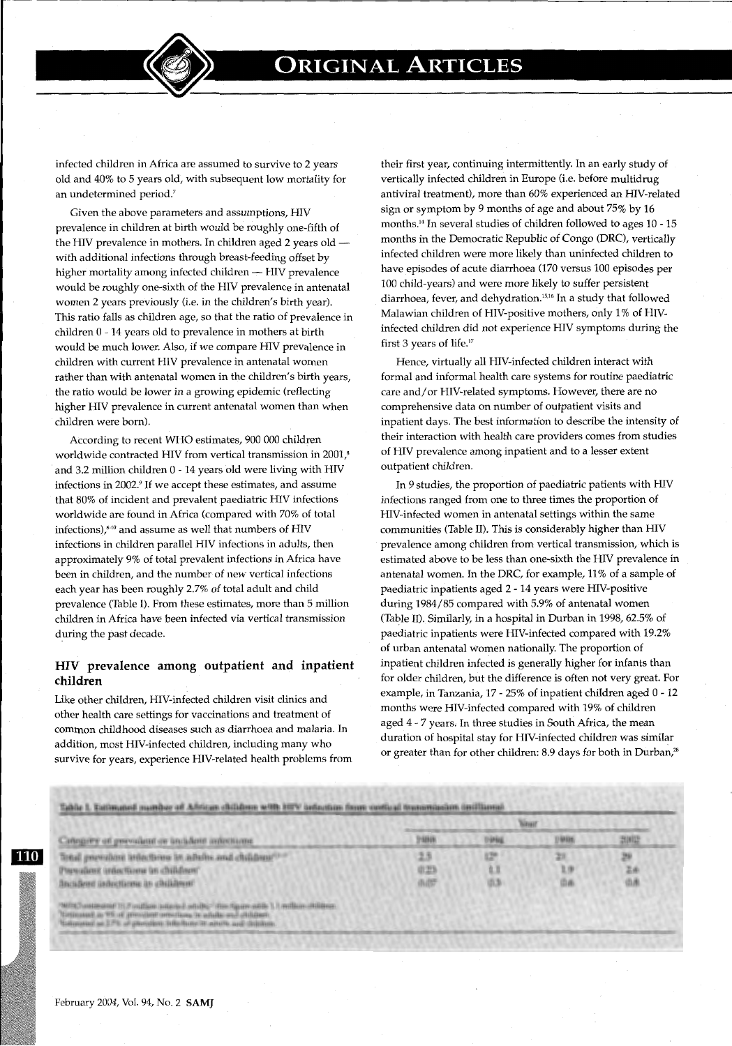infected children in Africa are assumed to survive to 2 years old and 40% to 5 years old, with subsequent low mortality for an undetermined period.[7]

Given the above parameters and assumptions, HIV prevalence in children at birth would be roughly one-fifth of the HIV prevalence in mothers. In children aged 2 years old — with additional infections through breast-feeding offset by higher mortality among infected children — HIV prevalence would be roughly one-sixth of the HIV prevalence in antenatal women 2 years previously (i.e. in the children's birth year). This ratio falls as children age, so that the ratio of prevalence in children 0 - 14 years old to prevalence in mothers at birth would be much lower. Also, if we compare HIV prevalence in children with current HIV prevalence in antenatal women rather than with antenatal women in the children's birth years, the ratio would be lower in a growing epidemic (reflecting higher HIV prevalence in current antenatal women than when children were born).

According to recent WHO estimates, 900 000 children worldwide contracted HIV from vertical transmission in 2001,[8] and 3.2 million children 0 - 14 years old were living with HIV infections in 2002.[9] If we accept these estimates, and assume that 80% of incident and prevalent paediatric HIV infections worldwide are found in Africa (compared with 70% of total infections),[8-10] and assume as well that numbers of HIV infections in children parallel HIV infections in adults, then approximately 9% of total prevalent infections in Africa have been in children, and the number of new vertical infections each year has been roughly 2.7% of total adult and child prevalence (Table I). From these estimates, more than 5 million children in Africa have been infected via vertical transmission during the past decade.

## HIV prevalence among outpatient and inpatient children

Like other children, HIV-infected children visit clinics and other health care settings for vaccinations and treatment of common childhood diseases such as diarrhoea and malaria. In addition, most HIV-infected children, including many who survive for years, experience HIV-related health problems from their first year, continuing intermittently. In an early study of vertically infected children in Europe (i.e. before multidrug antiviral treatment), more than 60% experienced an HIV-related sign or symptom by 9 months of age and about 75% by 16 months.[14] In several studies of children followed to ages 10 - 15 months in the Democratic Republic of Congo (DRC), vertically infected children were more likely than uninfected children to have episodes of acute diarrhoea (170 versus 100 episodes per 100 child-years) and were more likely to suffer persistent diarrhoea, fever, and dehydration.[15,16] In a study that followed Malawian children of HIV-positive mothers, only 1% of HIV-infected children did not experience HIV symptoms during the first 3 years of life.[17]

Hence, virtually all HIV-infected children interact with formal and informal health care systems for routine paediatric care and/or HIV-related symptoms. However, there are no comprehensive data on number of outpatient visits and inpatient days. The best information to describe the intensity of their interaction with health care providers comes from studies of HIV prevalence among inpatient and to a lesser extent outpatient children.

In 9 studies, the proportion of paediatric patients with HIV infections ranged from one to three times the proportion of HIV-infected women in antenatal settings within the same communities (Table II). This is considerably higher than HIV prevalence among children from vertical transmission, which is estimated above to be less than one-sixth the HIV prevalence in antenatal women. In the DRC, for example, 11% of a sample of paediatric inpatients aged 2 - 14 years were HIV-positive during 1984/85 compared with 5.9% of antenatal women (Table II). Similarly, in a hospital in Durban in 1998, 62.5% of paediatric inpatients were HIV-infected compared with 19.2% of urban antenatal women nationally. The proportion of inpatient children infected is generally higher for infants than for older children, but the difference is often not very great. For example, in Tanzania, 17 - 25% of inpatient children aged 0 - 12 months were HIV-infected compared with 19% of children aged 4 - 7 years. In three studies in South Africa, the mean duration of hospital stay for HIV-infected children was similar or greater than for other children: 8.9 days for both in Durban,[28]

Table I. Estimated number of African children with HIV infection from vertical transmission (millions)

| Category of prevalent or incident infections | Year | | | |
|---|---|---|---|---|
| | 1988 | 1994 | 1998 | 2002 |
| Total prevalent infections in adults and children* | 2.5 | 12* | 21 | 29 |
| Prevalent infections in children† | 0.23 | 1.1 | 1.9 | 2.6 |
| Incident infections in children‡ | 0.07 | 0.3 | 0.6 | 0.8 |

*WHO estimated 11.2 million infected adults; this figure adds 1.1 million children.
†Estimated as 9% of prevalent infections in adults and children.
‡Estimated as 2.7% of prevalent infections in adults and children.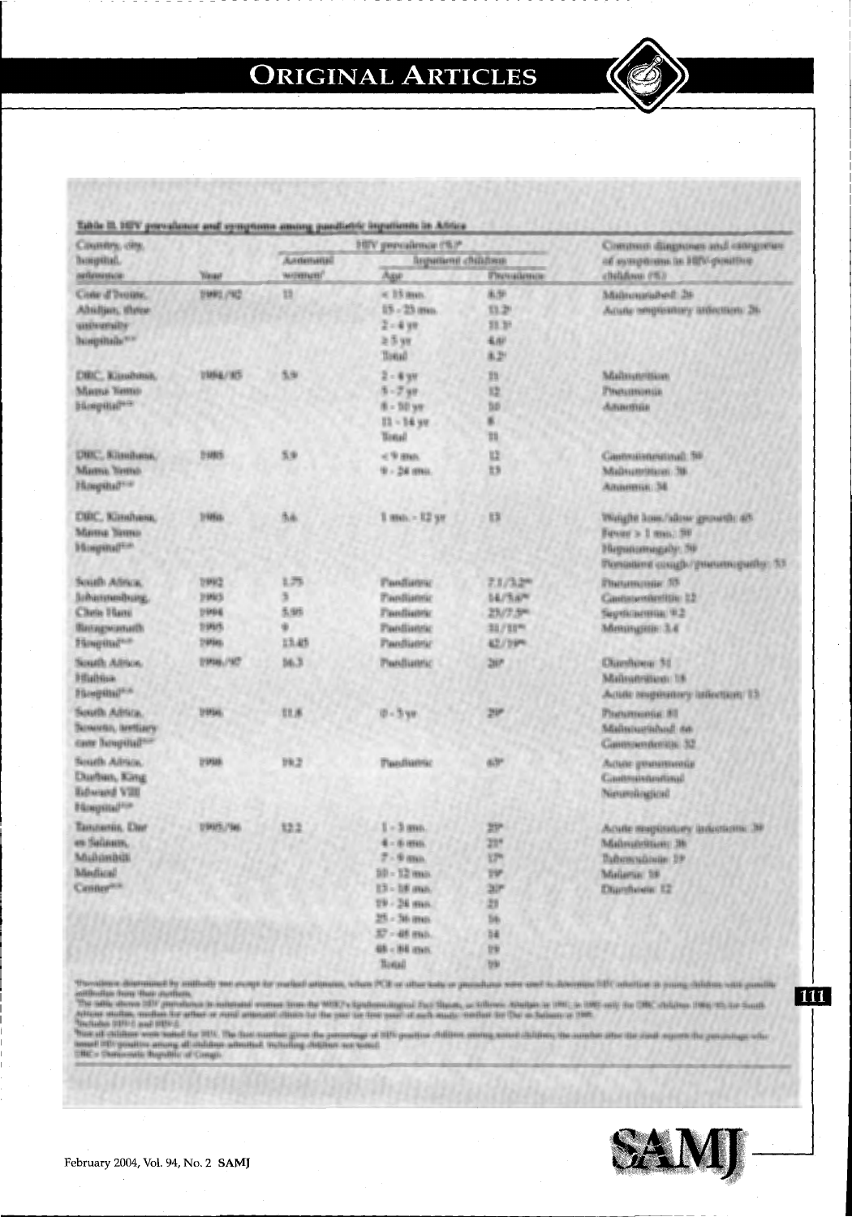**Table II. HIV prevalence and symptoms among paediatric inpatients in Africa**

| Country, city, hospital, reference | Year | HIV prevalence (%)* Antenatal women† | Inpatient children Age | Prevalence | Common diagnoses and categories of symptoms in HIV-positive children (%) |
|---|---|---|---|---|---|
| Côte d'Ivoire, Abidjan, three university hospitals | 1991/92 | 11 | < 15 mo | 8.5‡ | Malnourished: 26 |
| | | | 15 - 23 mo | 11.2‡ | Acute respiratory infection: 26 |
| | | | 2 - 4 yr | 11.3‡ | |
| | | | ≥ 5 yr | 4.6‡ | |
| | | | Total | 8.2‡ | |
| DRC, Kinshasa, Mama Yemo Hospital | 1984/85 | 5.9 | 2 - 4 yr | 11 | Malnutrition |
| | | | 5 - 7 yr | 12 | Pneumonia |
| | | | 8 - 10 yr | 10 | Anaemia |
| | | | 11 - 14 yr | 8 | |
| | | | Total | 11 | |
| DRC, Kinshasa, Mama Yemo Hospital | 1985 | 5.9 | < 9 mo | 12 | Gastrointestinal: 59 |
| | | | 9 - 24 mo | 13 | Malnutrition: 38 |
| | | | | | Anaemia: 34 |
| DRC, Kinshasa, Mama Yemo Hospital | 1986 | 5.6 | 1 mo - 12 yr | 13 | Weight loss/slow growth: 65 |
| | | | | | Fever > 1 mo: 59 |
| | | | | | Hepatomegaly: 56 |
| | | | | | Persistent cough/pneumopathy: 53 |
| South Africa, Johannesburg, Chris Hani Baragwanath Hospital | 1992 | 1.75 | Paediatric | 7.1/3.2** | Pneumonia: 55 |
| | 1993 | 3 | Paediatric | 14/5.6** | Gastroenteritis: 12 |
| | 1994 | 5.95 | Paediatric | 25/7.5** | Septicaemia: 9.2 |
| | 1995 | 9 | Paediatric | 31/11** | Meningitis: 3.4 |
| | 1996 | 13.45 | Paediatric | 42/19** | |
| South Africa, Hlabisa Hospital | 1996/97 | 16.3 | Paediatric | 20* | Diarrhoea: 51 |
| | | | | | Malnutrition: 18 |
| | | | | | Acute respiratory infection: 13 |
| South Africa, Soweto, tertiary care hospital | 1996 | 11.8 | 0 - 5 yr | 29* | Pneumonia: 81 |
| | | | | | Malnourished: 66 |
| | | | | | Gastroenteritis: 32 |
| South Africa, Durban, King Edward VIII Hospital | 1998 | 19.2 | Paediatric | 63* | Acute pneumonia |
| | | | | | Gastrointestinal |
| | | | | | Neurological |
| Tanzania, Dar es Salaam, Muhimbili Medical Center | 1995/96 | 12.2 | 1 - 3 mo | 27* | Acute respiratory infections: 39 |
| | | | 4 - 6 mo | 23* | Malnutrition: 38 |
| | | | 7 - 9 mo | 17* | Tuberculosis: 19 |
| | | | 10 - 12 mo | 19* | Malaria: 18 |
| | | | 13 - 18 mo | 20* | Diarrhoea: 12 |
| | | | 19 - 24 mo | 21 | |
| | | | 25 - 36 mo | 16 | |
| | | | 37 - 48 mo | 14 | |
| | | | 49 - 84 mo | 19 | |
| | | | Total | 19* | |

*Prevalence determined by antibody test except for marked estimates, where PCR or other tests or procedures were used to determine HIV infection in young children with possible antibodies from their mothers.
†The table shows HIV prevalence in antenatal women from the WHO's Epidemiological Fact Sheets, as follows: Abidjan in 1991, in 1985 only for the DRC children 1984/85, for South African studies, median for urban or rural antenatal clinics for the year (or first year) of each study; median for Dar es Salaam in 1995.
‡Includes HIV-1 and HIV-2.
**Not all children were tested for HIV. The first number gives the percentage of HIV-positive children among tested children; the number after the slash reports the percentage who tested HIV-positive among all children admitted, including children not tested.
DRC = Democratic Republic of Congo.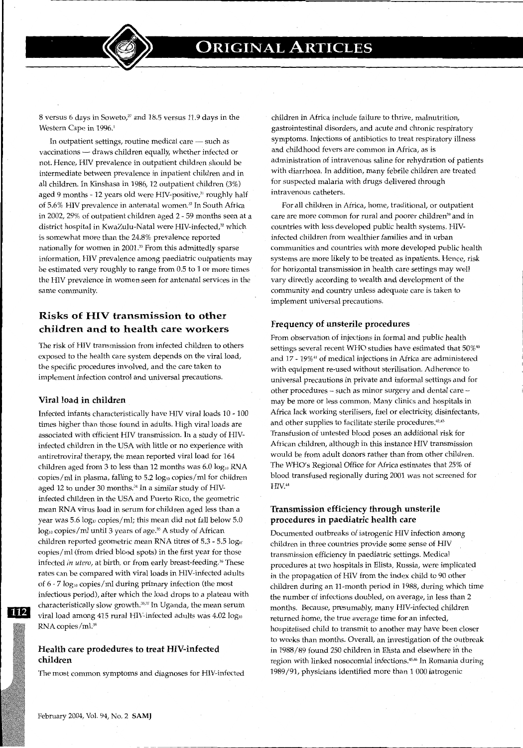8 versus 6 days in Soweto,[27] and 18.5 versus 11.9 days in the Western Cape in 1996.[1]

In outpatient settings, routine medical care — such as vaccinations — draws children equally, whether infected or not. Hence, HIV prevalence in outpatient children should be intermediate between prevalence in inpatient children and in all children. In Kinshasa in 1986, 12 outpatient children (3%) aged 9 months - 12 years old were HIV-positive,[31] roughly half of 5.6% HIV prevalence in antenatal women.[22] In South Africa in 2002, 29% of outpatient children aged 2 - 59 months seen at a district hospital in KwaZulu-Natal were HIV-infected,[32] which is somewhat more than the 24.8% prevalence reported nationally for women in 2001.[33] From this admittedly sparse information, HIV prevalence among paediatric outpatients may be estimated very roughly to range from 0.5 to 1 or more times the HIV prevalence in women seen for antenatal services in the same community.

## Risks of HIV transmission to other children and to health care workers

The risk of HIV transmission from infected children to others exposed to the health care system depends on the viral load, the specific procedures involved, and the care taken to implement infection control and universal precautions.

### Viral load in children

Infected infants characteristically have HIV viral loads 10 - 100 times higher than those found in adults. High viral loads are associated with efficient HIV transmission. In a study of HIV-infected children in the USA with little or no experience with antiretroviral therapy, the mean reported viral load for 164 children aged from 3 to less than 12 months was 6.0 $\log_{10}$ RNA copies/ml in plasma, falling to 5.2 $\log_{10}$ copies/ml for children aged 12 to under 30 months.[34] In a similar study of HIV-infected children in the USA and Puerto Rico, the geometric mean RNA virus load in serum for children aged less than a year was 5.6 $\log_{10}$ copies/ml; this mean did not fall below 5.0 $\log_{10}$ copies/ml until 3 years of age.[35] A study of African children reported geometric mean RNA titres of 5.3 - 5.5 $\log_{10}$ copies/ml (from dried blood spots) in the first year for those infected *in utero*, at birth, or from early breast-feeding.[36] These rates can be compared with viral loads in HIV-infected adults of 6 - 7 $\log_{10}$ copies/ml during primary infection (the most infectious period), after which the load drops to a plateau with characteristically slow growth.[35,37] In Uganda, the mean serum viral load among 415 rural HIV-infected adults was 4.02 $\log_{10}$ RNA copies/ml.[38]

### Health care prodedures to treat HIV-infected children

The most common symptoms and diagnoses for HIV-infected children in Africa include failure to thrive, malnutrition, gastrointestinal disorders, and acute and chronic respiratory symptoms. Injections of antibiotics to treat respiratory illness and childhood fevers are common in Africa, as is administration of intravenous saline for rehydration of patients with diarrhoea. In addition, many febrile children are treated for suspected malaria with drugs delivered through intravenous catheters.

For all children in Africa, home, traditional, or outpatient care are more common for rural and poorer children[39] and in countries with less developed public health systems. HIV-infected children from wealthier families and in urban communities and countries with more developed public health systems are more likely to be treated as inpatients. Hence, risk for horizontal transmission in health care settings may well vary directly according to wealth and development of the community and country unless adequate care is taken to implement universal precautions.

### Frequency of unsterile procedures

From observation of injections in formal and public health settings several recent WHO studies have estimated that 50%[40] and 17 - 19%[41] of medical injections in Africa are administered with equipment re-used without sterilisation. Adherence to universal precautions in private and informal settings and for other procedures – such as minor surgery and dental care – may be more or less common. Many clinics and hospitals in Africa lack working sterilisers, fuel or electricity, disinfectants, and other supplies to facilitate sterile procedures.[42,43] Transfusion of untested blood poses an additional risk for African children, although in this instance HIV transmission would be from adult donors rather than from other children. The WHO's Regional Office for Africa estimates that 25% of blood transfused regionally during 2001 was not screened for HIV.[44]

### Transmission efficiency through unsterile procedures in paediatric health care

Documented outbreaks of iatrogenic HIV infection among children in three countries provide some sense of HIV transmission efficiency in paediatric settings. Medical procedures at two hospitals in Elista, Russia, were implicated in the propagation of HIV from the index child to 90 other children during an 11-month period in 1988, during which time the number of infections doubled, on average, in less than 2 months. Because, presumably, many HIV-infected children returned home, the true average time for an infected, hospitalised child to transmit to another may have been closer to weeks than months. Overall, an investigation of the outbreak in 1988/89 found 250 children in Elista and elsewhere in the region with linked nosocomial infections.[45,46] In Romania during 1989/91, physicians identified more than 1 000 iatrogenic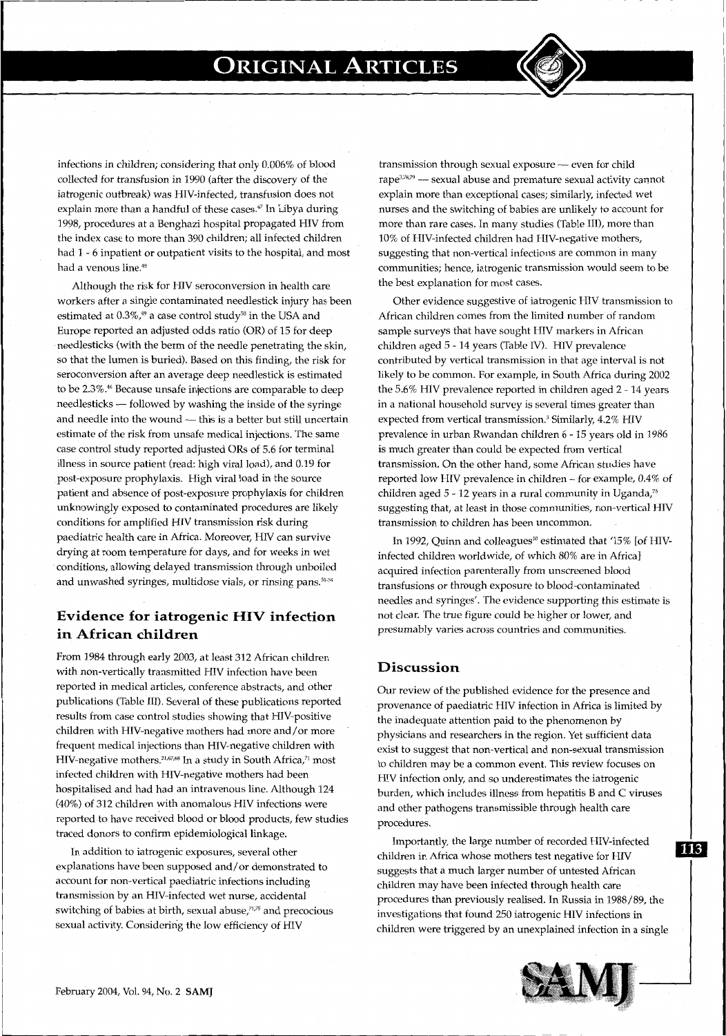infections in children; considering that only 0.006% of blood collected for transfusion in 1990 (after the discovery of the iatrogenic outbreak) was HIV-infected, transfusion does not explain more than a handful of these cases.[47] In Libya during 1998, procedures at a Benghazi hospital propagated HIV from the index case to more than 390 children; all infected children had 1 - 6 inpatient or outpatient visits to the hospital, and most had a venous line.[48]

Although the risk for HIV seroconversion in health care workers after a single contaminated needlestick injury has been estimated at 0.3%,[49] a case control study[50] in the USA and Europe reported an adjusted odds ratio (OR) of 15 for deep needlesticks (with the berm of the needle penetrating the skin, so that the lumen is buried). Based on this finding, the risk for seroconversion after an average deep needlestick is estimated to be 2.3%.[46] Because unsafe injections are comparable to deep needlesticks — followed by washing the inside of the syringe and needle into the wound — this is a better but still uncertain estimate of the risk from unsafe medical injections. The same case control study reported adjusted ORs of 5.6 for terminal illness in source patient (read: high viral load), and 0.19 for post-exposure prophylaxis. High viral load in the source patient and absence of post-exposure prophylaxis for children unknowingly exposed to contaminated procedures are likely conditions for amplified HIV transmission risk during paediatric health care in Africa. Moreover, HIV can survive drying at room temperature for days, and for weeks in wet conditions, allowing delayed transmission through unboiled and unwashed syringes, multidose vials, or rinsing pans.[51-54]

## Evidence for iatrogenic HIV infection in African children

From 1984 through early 2003, at least 312 African children with non-vertically transmitted HIV infection have been reported in medical articles, conference abstracts, and other publications (Table III). Several of these publications reported results from case control studies showing that HIV-positive children with HIV-negative mothers had more and/or more frequent medical injections than HIV-negative children with HIV-negative mothers.[21,67,68] In a study in South Africa,[71] most infected children with HIV-negative mothers had been hospitalised and had had an intravenous line. Although 124 (40%) of 312 children with anomalous HIV infections were reported to have received blood or blood products, few studies traced donors to confirm epidemiological linkage.

In addition to iatrogenic exposures, several other explanations have been supposed and/or demonstrated to account for non-vertical paediatric infections including transmission by an HIV-infected wet nurse, accidental switching of babies at birth, sexual abuse,[71,75] and precocious sexual activity. Considering the low efficiency of HIV transmission through sexual exposure — even for child rape[3,78,79] — sexual abuse and premature sexual activity cannot explain more than exceptional cases; similarly, infected wet nurses and the switching of babies are unlikely to account for more than rare cases. In many studies (Table III), more than 10% of HIV-infected children had HIV-negative mothers, suggesting that non-vertical infections are common in many communities; hence, iatrogenic transmission would seem to be the best explanation for most cases.

Other evidence suggestive of iatrogenic HIV transmission to African children comes from the limited number of random sample surveys that have sought HIV markers in African children aged 5 - 14 years (Table IV). HIV prevalence contributed by vertical transmission in that age interval is not likely to be common. For example, in South Africa during 2002 the 5.6% HIV prevalence reported in children aged 2 - 14 years in a national household survey is several times greater than expected from vertical transmission.[3] Similarly, 4.2% HIV prevalence in urban Rwandan children 6 - 15 years old in 1986 is much greater than could be expected from vertical transmission. On the other hand, some African studies have reported low HIV prevalence in children – for example, 0.4% of children aged 5 - 12 years in a rural community in Uganda,[75] suggesting that, at least in those communities, non-vertical HIV transmission to children has been uncommon.

In 1992, Quinn and colleagues[30] estimated that '15% [of HIV-infected children worldwide, of which 80% are in Africa] acquired infection parenterally from unscreened blood transfusions or through exposure to blood-contaminated needles and syringes'. The evidence supporting this estimate is not clear. The true figure could be higher or lower, and presumably varies across countries and communities.

## Discussion

Our review of the published evidence for the presence and provenance of paediatric HIV infection in Africa is limited by the inadequate attention paid to the phenomenon by physicians and researchers in the region. Yet sufficient data exist to suggest that non-vertical and non-sexual transmission to children may be a common event. This review focuses on HIV infection only, and so underestimates the iatrogenic burden, which includes illness from hepatitis B and C viruses and other pathogens transmissible through health care procedures.

Importantly, the large number of recorded HIV-infected children in Africa whose mothers test negative for HIV suggests that a much larger number of untested African children may have been infected through health care procedures than previously realised. In Russia in 1988/89, the investigations that found 250 iatrogenic HIV infections in children were triggered by an unexplained infection in a single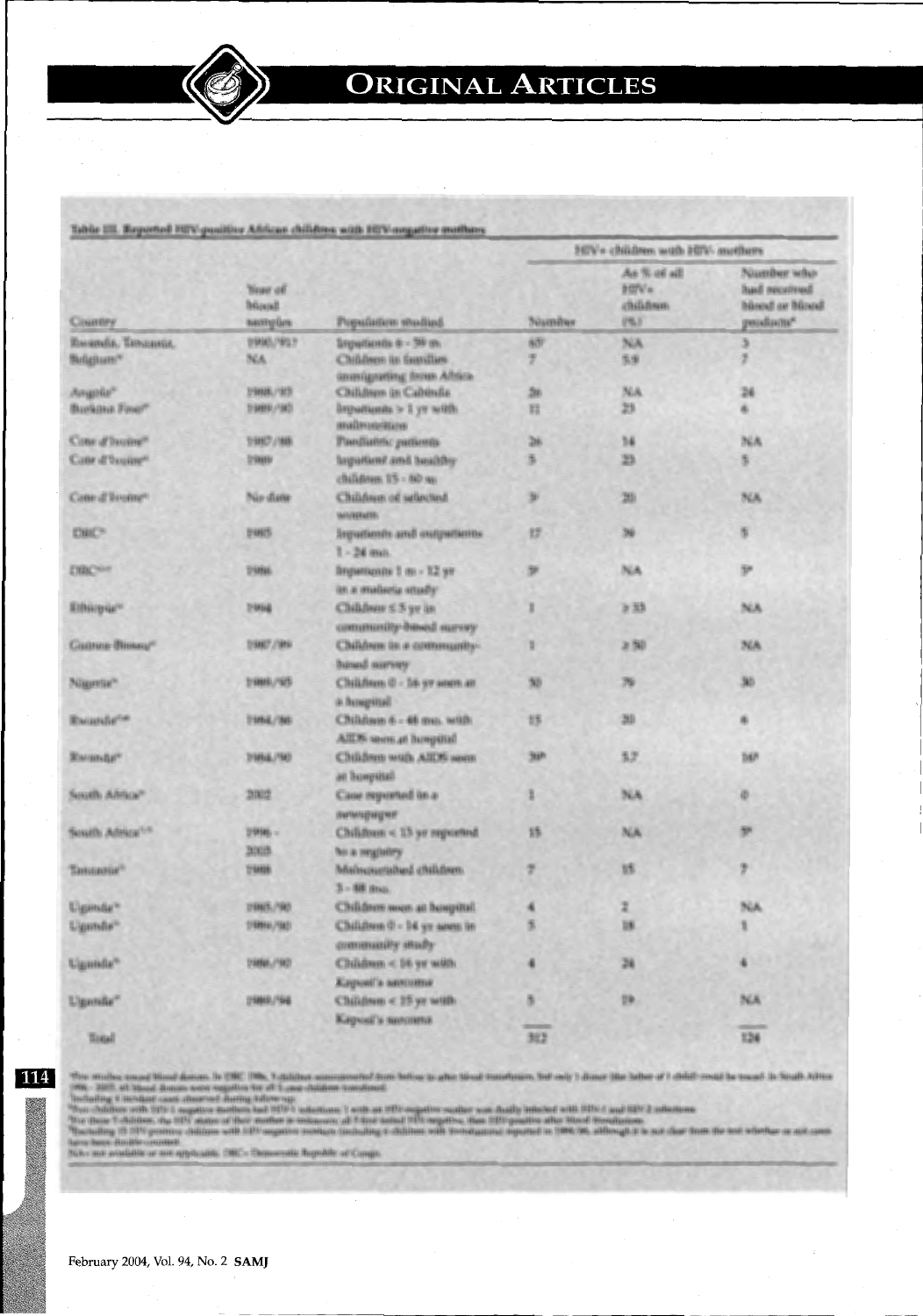**Table III. Reported HIV-positive African children with HIV-negative mothers**

| Country | Year of blood sampling | Population studied | HIV+ children with HIV- mothers: Number | As % of all HIV+ children (%) | Number who had received blood or blood products* |
|---|---|---|---|---|---|
| Rwanda, Tanzania, | 1990/91? | Inpatients 6 - 59 m | 55† | NA | 3 |
| Belgium | NA | Children in families immigrating from Africa | 7 | 5.8 | 7 |
| Angola | 1988/93 | Children in Cabinda | 26 | NA | 24 |
| Burkina Faso | 1989/90 | Inpatients > 1 yr with malnutrition | 11 | 23 | 6 |
| Cote d'Ivoire | 1987/88 | Paediatric patients | 26 | 14 | NA |
| Cote d'Ivoire | 1989 | Inpatient and healthy children 15 - 60 m | 5 | 23 | 5 |
| Cote d'Ivoire | No date | Children of selected women | 9‡ | 20 | NA |
| DRC | 1985 | Inpatients and outpatients 1 - 24 mo. | 17 | 39 | 5 |
| DRC | 1986 | Inpatients 1 m - 12 yr in a malaria study | 9§ | NA | 5§ |
| Ethiopia | 1994 | Children ≤ 5 yr in community-based survey | 1 | ≥ 33 | NA |
| Guinea Bissau | 1987/89 | Children in a community-based survey | 1 | ≥ 50 | NA |
| Nigeria | 1989/93 | Children 0 - 16 yr seen at a hospital | 50 | 79 | 30 |
| Rwanda | 1984/86 | Children 6 - 48 mo. with AIDS seen at hospital | 15 | 20 | 6 |
| Rwanda | 1984/90 | Children with AIDS seen at hospital | 39¶ | 57 | 16¶ |
| South Africa | 2002 | Case reported in a newspaper | 1 | NA | 0 |
| South Africa | 1996 - 2003 | Children < 15 yr reported to a registry | 15 | NA | 5* |
| Tanzania | 1988 | Malnourished children 3 - 48 mo. | 7 | 15 | 7 |
| Uganda | 1985/90 | Children seen at hospital | 4 | 2 | NA |
| Uganda | 1989/90 | Children 0 - 14 yr seen in community study | 5 | 18 | 1 |
| Uganda | 1988/90 | Children < 16 yr with Kaposi's sarcoma | 4 | 24 | 4 |
| Uganda | 1989/94 | Children < 15 yr with Kaposi's sarcoma | 5 | 19 | NA |
| Total | | | 312 | | 124 |

*Five studies traced blood donors. In DRC 1986, 5 children seroconverted from before to after blood transfusion, but only 1 donor (the father of 1 child) could be traced. In South Africa 1996 - 2003, all blood donors were negative for all 5 case children transfused.
†Including 1 incident case observed during follow-up.
‡Two children with HIV-1 negative mothers had HIV-1 infections; 1 with an HIV-negative mother was dually infected with HIV-1 and HIV-2 infections.
§For these 5 children, the HIV status of their mother is unknown; all 5 first tested HIV negative, then HIV positive after blood transfusion.
¶Excluding 15 HIV-positive children with HIV-negative mothers (including 6 children with transfusions) reported in 1984/86, although it is not clear from the text whether or not cases have been double-counted.
NA = not available or not applicable; DRC = Democratic Republic of Congo.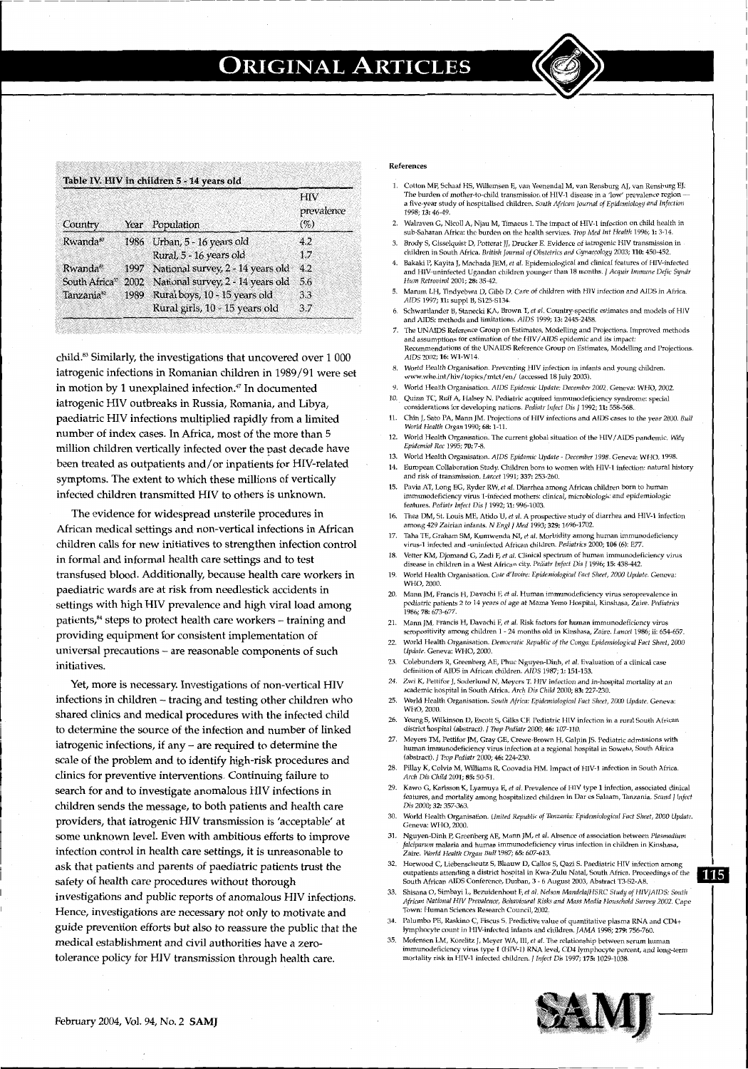**Table IV. HIV in children 5 - 14 years old**

| Country | Year | Population | HIV prevalence (%) |
|---|---|---|---|
| Rwanda[80] | 1986 | Urban, 5 - 16 years old | 4.2 |
| | | Rural, 5 - 16 years old | 1.7 |
| Rwanda[81] | 1997 | National survey, 2 - 14 years old | 4.2 |
| South Africa[33] | 2002 | National survey, 2 - 14 years old | 5.6 |
| Tanzania[82] | 1989 | Rural boys, 10 - 15 years old | 3.3 |
| | | Rural girls, 10 - 15 years old | 3.7 |

child.[83] Similarly, the investigations that uncovered over 1 000 iatrogenic infections in Romanian children in 1989/91 were set in motion by 1 unexplained infection.[47] In documented iatrogenic HIV outbreaks in Russia, Romania, and Libya, paediatric HIV infections multiplied rapidly from a limited number of index cases. In Africa, most of the more than 5 million children vertically infected over the past decade have been treated as outpatients and/or inpatients for HIV-related symptoms. The extent to which these millions of vertically infected children transmitted HIV to others is unknown.

The evidence for widespread unsterile procedures in African medical settings and non-vertical infections in African children calls for new initiatives to strengthen infection control in formal and informal health care settings and to test transfused blood. Additionally, because health care workers in paediatric wards are at risk from needlestick accidents in settings with high HIV prevalence and high viral load among patients,[84] steps to protect health care workers – training and providing equipment for consistent implementation of universal precautions – are reasonable components of such initiatives.

Yet, more is necessary. Investigations of non-vertical HIV infections in children – tracing and testing other children who shared clinics and medical procedures with the infected child to determine the source of the infection and number of linked iatrogenic infections, if any – are required to determine the scale of the problem and to identify high-risk procedures and clinics for preventive interventions. Continuing failure to search for and to investigate anomalous HIV infections in children sends the message, to both patients and health care providers, that iatrogenic HIV transmission is 'acceptable' at some unknown level. Even with ambitious efforts to improve infection control in health care settings, it is unreasonable to ask that patients and parents of paediatric patients trust the safety of health care procedures without thorough investigations and public reports of anomalous HIV infections. Hence, investigations are necessary not only to motivate and guide prevention efforts but also to reassure the public that the medical establishment and civil authorities have a zero-tolerance policy for HIV transmission through health care.

## References

1. Cotton MF, Schaaf HS, Willemsen E, van Veenendal M, van Rensburg AJ, van Rensburg EJ. The burden of mother-to-child transmission of HIV-1 disease in a 'low' prevalence region — a five-year study of hospitalised children. *South African Journal of Epidemiology and Infection* 1998; **13:** 46-49.
2. Walraven G, Nicoll A, Njau M, Timaeus I. The impact of HIV-1 infection on child health in sub-Saharan Africa: the burden on the health services. *Trop Med Int Health* 1996; **1:** 3-14.
3. Brody S, Gisselquist D, Potterat JJ, Drucker E. Evidence of iatrogenic HIV transmission in children in South Africa. *British Journal of Obstetrics and Gynaecology* 2003; **110:** 450-452.
4. Bakaki P, Kayita J, Machada JEM, *et al.* Epidemiological and clinical features of HIV-infected and HIV-uninfected Ugandan children younger than 18 months. *J Acquir Immune Defic Syndr Hum Retrovirol* 2001; **28:** 35-42.
5. Marum LH, Tindyebwa D, Gibb D. Care of children with HIV infection and AIDS in Africa. *AIDS* 1997; **11:** suppl B, S125-S134.
6. Schwartlander B, Stanecki KA, Brown T, *et al.* Country-specific estimates and models of HIV and AIDS: methods and limitations. *AIDS* 1999; **13:** 2445-2458.
7. The UNAIDS Reference Group on Estimates, Modelling and Projections. Improved methods and assumptions for estimation of the HIV/AIDS epidemic and its impact: Recommendations of the UNAIDS Reference Group on Estimates, Modelling and Projections. *AIDS* 2002; **16:** W1-W14.
8. World Health Organisation. Preventing HIV infection in infants and young children. www.who.int/hiv/topics/mtct/en/ (accessed 18 July 2003).
9. World Health Organisation. *AIDS Epidemic Update: December 2002*. Geneva: WHO, 2002.
10. Quinn TC, Ruff A, Halsey N. Pediatric acquired immunodeficiency syndrome: special considerations for developing nations. *Pediatr Infect Dis J* 1992; **11:** 558-568.
11. Chin J, Sato PA, Mann JM. Projections of HIV infections and AIDS cases to the year 2000. *Bull World Health Organ* 1990; **68:** 1-11.
12. World Health Organisation. The current global situation of the HIV/AIDS pandemic. *Wkly Epidemiol Rec* 1995; **70:** 7-8.
13. World Health Organisation. *AIDS Epidemic Update - December 1998*. Geneva: WHO, 1998.
14. European Collaboration Study. Children born to women with HIV-1 infection: natural history and risk of transmission. *Lancet* 1991; **337:** 253-260.
15. Pavia AT, Long EG, Ryder RW, *et al.* Diarrhea among African children born to human immunodeficiency virus 1-infected mothers: clinical, microbiologic and epidemiologic features. *Pediatr Infect Dis J* 1992; **11:** 996-1003.
16. Thea DM, St. Louis ME, Atido U, *et al.* A prospective study of diarrhea and HIV-1 infection among 429 Zairian infants. *N Engl J Med* 1993; **329:** 1696-1702.
17. Taha TE, Graham SM, Kumwenda NI, *et al.* Morbidity among human immunodeficiency virus-1 infected and -uninfected African children. *Pediatrics* 2000; **106** (6): E77.
18. Vetter KM, Djomand G, Zadi F, *et al.* Clinical spectrum of human immunodeficiency virus disease in children in a West African city. *Pediatr Infect Dis J* 1996; **15:** 438-442.
19. World Health Organisation. *Cote d'Ivoire: Epidemiological Fact Sheet, 2000 Update*. Geneva: WHO, 2000.
20. Mann JM, Francis H, Davachi F, *et al.* Human immunodeficiency virus seroprevalence in pediatric patients 2 to 14 years of age at Mama Yemo Hospital, Kinshasa, Zaire. *Pediatrics* 1986; **78:** 673-677.
21. Mann JM, Francis H, Davachi F, *et al.* Risk factors for human immunodeficiency virus seropositivity among children 1 - 24 months old in Kinshasa, Zaire. *Lancet* 1986; **ii:** 654-657.
22. World Health Organisation. *Democratic Republic of the Congo: Epidemiological Fact Sheet, 2000 Update*. Geneva: WHO, 2000.
23. Colebunders R, Greenberg AE, Phuc Nguyen-Dinh, *et al.* Evaluation of a clinical case definition of AIDS in African children. *AIDS* 1987; **1:** 151-153.
24. Zwi K, Pettifor J, Soderlund N, Meyers T. HIV infection and in-hospital mortality at an academic hospital in South Africa. *Arch Dis Child* 2000; **83:** 227-230.
25. World Health Organisation. *South Africa: Epidemiological Fact Sheet, 2000 Update*. Geneva: WHO, 2000.
26. Yeung S, Wilkinson D, Escott S, Gilks CF. Pediatric HIV infection in a rural South African district hospital (abstract). *J Trop Pediatr* 2000; **46:** 107-110.
27. Meyers TM, Pettifor JM, Gray GE, Crewe-Brown H, Galpin JS. Pediatric admissions with human immunodeficiency virus infection at a regional hospital in Soweto, South Africa (abstract). *J Trop Pediatr* 2000; **46:** 224-230.
28. Pillay K, Colvin M, Williams R, Coovadia HM. Impact of HIV-1 infection in South Africa. *Arch Dis Child* 2001; **85:** 50-51.
29. Kawo G, Karlsson K, Lyamuya E, *et al.* Prevalence of HIV type 1 infection, associated clinical features, and mortality among hospitalized children in Dar es Salaam, Tanzania. *Scand J Infect Dis* 2000; **32:** 357-363.
30. World Health Organisation. *United Republic of Tanzania: Epidemiological Fact Sheet, 2000 Update*. Geneva: WHO, 2000.
31. Nguyen-Dinh P, Greenberg AE, Mann JM, *et al.* Absence of association between *Plasmodium falciparum* malaria and human immunodeficiency virus infection in children in Kinshasa, Zaire. *World Health Organ Bull* 1987; **65:** 607-613.
32. Horwood C, Liebenschuetz S, Blaauw D, Callos S, Qazi S. Paediatric HIV infection among outpatients attending a district hospital in Kwa-Zulu Natal, South Africa. Proceedings of the South African AIDS Conference, Durban, 3 - 6 August 2003, Abstract T3-S2-A8.
33. Shisana O, Simbayi L, Bezuidenhout F, *et al. Nelson Mandela/HSRC Study of HIV/AIDS: South African National HIV Prevalence, Behavioural Risks and Mass Media Household Survey 2002*. Cape Town: Human Sciences Research Council, 2002.
34. Palumbo PE, Raskino C, Fiscus S. Predictive value of quantitative plasma RNA and CD4+ lymphocyte count in HIV-infected infants and children. *JAMA* 1998; **279:** 756-760.
35. Mofenson LM, Korelitz J, Meyer WA, III, *et al.* The relationship between serum human immunodeficiency virus type 1 (HIV-1) RNA level, CD4 lymphocyte percent, and long-term mortality risk in HIV-1 infected children. *J Infect Dis* 1997; **175:** 1029-1038.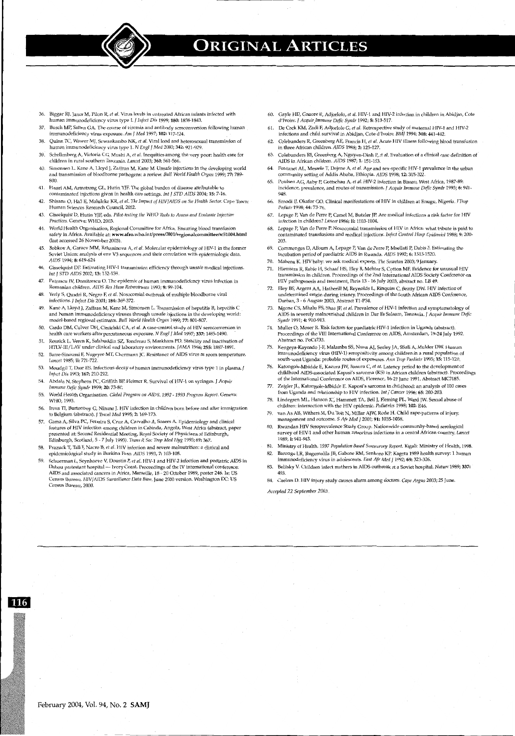36. Biggar RJ, Janes M, Pilon R, *et al.* Virus levels in untreated African infants infected with human immunodeficiency virus type 1. *J Infect Dis* 1999; **180:** 1838-1843.
37. Busch MP, Satten GA. The course of viremia and antibody seroconversion following human immunodeficiency virus exposure. *Am J Med* 1997; **102:** 117-124.
38. Quinn TC, Wawer MJ, Sewankambo NK, *et al.* Viral load and heterosexual transmission of human immunodeficiency virus type 1. *N Engl J Med* 2000; **342:** 921-929.
39. Schellenberg A, Victoria CG, Mushi A, *et al.* Inequities among the very poor: health care for children in rural southern Tanzania. *Lancet* 2003; **361:** 561-566.
40. Simonsen L, Kane A, Lloyd J, Zaffran M, Kane M. Unsafe injections in the developing world and transmission of bloodborne pathogens: a review. *Bull World Health Organ* 1999; **77:** 789-800.
41. Hauri AM, Armstrong GL, Hutin YJF. The global burden of disease attributable to contaminated injections given in health care settings. *Int J STD AIDS* 2004; **15:** 7-16.
42. Shisana O, Hall E, Maluleke KR, *et al. The Impact of HIV/AIDS on the Health Sector.* Cape Town: Human Sciences Research Council, 2002.
43. Gisselquist D, Hutin YJF, eds. *Pilot-testing the WHO Tools to Assess and Evaluate Injection Practices.* Geneva: WHO, 2003.
44. World Health Organisation, Regional Committee for Africa. Ensuring blood transfusion safety in Africa. Available at: **www.afro.who.int/press/2001/regionalcommittee/rc51004.html** (last accessed 26 November 2003).
45. Bobkov A, Garaev MM, Rzhaninova A, *et al.* Molecular epidemiology of HIV-1 in the former Soviet Union: analysis of env V3 sequences and their correlation with epidemiologic data. *AIDS* 1994; **8:** 619-624.
46. Gisselquist DP. Estimating HIV-1 transmission efficiency through unsafe medical injections. *Int J STD AIDS* 2002; **13:** 152-159.
47. Patrascu IV, Dumitrescu O. The epidemic of human immunodeficiency virus infection in Romanian children. *AIDS Res Hum Retroviruses* 1993; **9:** 99-104.
48. Yerly S, Quadri R, Negro F, *et al.* Nosocomial outbreak of multiple bloodborne viral infections. *J Infect Dis* 2001; **184:** 369-372.
49. Kane A, Lloyd J, Zaffran M, Kane M, Simonsen L. Transmission of hepatitis B, hepatitis C and human immunodeficiency viruses through unsafe injections in the developing world: model-based regional estimates. *Bull World Health Organ* 1999; **77:** 801-807.
50. Cardo DM, Culver DH, Ciesielski CA, *et al.* A case-control study of HIV seroconversion in health care workers after percutaneous exposure. *N Engl J Med* 1997; **337:** 1485-1490.
51. Resnick L, Veren K, Salahuddin SZ, Tondreau S, Markham PD. Stability and inactivation of HTLV-III/LAV under clinical and laboratory environments. *JAMA* 1986; **255:** 1887-1891.
52. Barre-Sinoussi F, Nugeyre MT, Chermann JC. Resistance of AIDS virus at room temperature. *Lancet* 1985; **ii:** 721-722.
53. Moudgil T, Daar ES. Infectious decay of human immunodeficiency virus type 1 in plasma. *J Infect Dis* 1993; **167:** 210-212.
54. Abdala N, Stephens PC, Griffith BP, Heimer R. Survival of HIV-1 on syringes. *J Acquir Immune Defic Syndr* 1999; **20:** 73-80.
55. World Health Organisation. *Global Program on AIDS. 1992 - 1993 Progress Report.* Geneva: WHO, 1993.
56. Ireva TI, Burtonboy G, Ninane J. HIV infection in children born before and after immigration to Belgium (abstract). *J Travel Med* 1995; **2:** 169-173.
57. Gama A, Silva PC, Ferreira S, Cruz A, Carvalho A, Soares A. Epidemiology and clinical features of HIV infection among children in Cabinda, Angola, West Africa (abstract, paper presented at: Second Residential Meeting, Royal Society of Physicians of Edinburgh, Edinburgh, Scotland, 5 - 7 July 1993). *Trans R Soc Trop Med Hyg* 1993; **87:** 367.
58. Prazuck T, Tall F, Nacro B, *et al.* HIV infection and severe malnutrition: a clinical and epidemiological study in Burkina Faso. *AIDS* 1993, **7:** 103-108.
59. Schuerman L, Seynhaeve V, Doustin P, *et al.* HIV-1 and HIV-2 infection and pediatric AIDS in Dabou protestant hospital — Ivory Coast. Proceedings of the IV international conference: AIDS and associated cancers in Africa, Marseille, 18 - 20 October 1989, poster 246. In: US Census Bureau. *HIV/AIDS Surveillance Data Base.* June 2000 version. Washington DC: US Census Bureau, 2000.
60. Gayle HD, Gnaore E, Adjorlolo, *et al.* HIV-1 and HIV-2 infection in children in Abidjan, Cote d'Ivoire. *J Acquir Immune Defic Syndr* 1992; **5:** 513-517.
61. De Cock KM, Zadi F, Adjorlolo G, *et al.* Retrospective study of maternal HIV-1 and HIV-2 infections and child survival in Abidjan, Cote d'Ivoire. *BMJ* 1994; **308:** 441-442.
62. Colebunders R, Greenberg AE, Francis H, *et al.* Acute HIV illness following blood transfusion in three African children. *AIDS* 1988; **2:** 125-127.
63. Colebunders RI, Greenberg A, Nguyen-Dinh P, *et al.* Evaluation of a clinical case definition of AIDS in African children. *AIDS* 1987; **1:** 151-153.
64. Fontanet AL, Messele T, Dejene A, *et al.* Age and sex-specific HIV-1 prevalence in the urban community setting of Addis Ababa, Ethiopia. *AIDS* 1998; **12:** 315-322.
65. Poulsen AG, Aaby P, Gottschau A, *et al.* HIV-2 infection in Bissau, West Africa, 1987-89: incidence, prevalence, and routes of transmission. *J Acquir Immune Defic Syndr* 1993; **6:** 941-948.
66. Emodi IJ, Okafor GO. Clinical manifestations of HIV in children at Enugu, Nigeria. *J Trop Pediatr* 1998; **44:** 73-76.
67. Lepage P, Van de Perre P, Carael M, Butzler JP. Are medical infections a risk factor for HIV infection in children? *Lancet* 1986; **ii:** 1103-1104.
68. Lepage P, Van de Perre P. Nosocomial transmission of HIV in Africa: what tribute is paid to contaminated transfusions and medical injections. *Infect Control Hosp Epidemiol* 1988; **9:** 200-203.
69. Commenges D, Alioum A, Lepage P, Van de Perre P, Msellati P, Dabis F. Estimating the incubation period of paediatric AIDS in Rwanda. *AIDS* 1992; **6:** 1515-1520.
70. Mabena K. HIV baby: we ask medical experts. *The Sowetan* 2003; 9 January.
71. Hiemstra R, Rabie H, Schaaf HS, Eley B, Mehtar S, Cotton MF. Evidence for unusual HIV transmission in children. Proceedings of the 2nd International AIDS Society Conference on HIV pathogenesis and treatment, Paris 13 - 16 July 2003, abstract no. LB 49.
72. Eley BS, Argent AA, Hatherill M, Reynolds L, Rinquist C, Beatty DW. HIV infection of undetermined origin during infancy. Proceedings of the South African AIDS Conference, Durban, 3 - 6 August 2003, Abstract T1-P34.
73. Mgone CS, Mhalu FS, Shao JF, *et al.* Prevalence of HIV-1 infection and symptomatology of AIDS in severely malnourished children in Dar Es Salaam, Tanzania. *J Acquir Immune Defic Syndr* 1991; **4:** 910-913.
74. Muller O, Moser R. Risk factors for paediatric HIV-1 infection in Uganda (abstract). Proceedings of the VIII International Conference on AIDS, Amsterdam, 19-24 July 1992. Abstract no. PoC4733.
75. Kengeya-Kayondo J-F, Malamba SS, Nunn AJ, Seeley JA, SSali A, Mulder DW. Human immunodeficiency virus (HIV-1) seropositivity among children in a rural population of south-west Uganda: probable routes of exposures. *Ann Trop Paediatr* 1995; **15:** 115-120.
76. Katongole-Mbidde E, Kazura JW, Banura C, *et al.* Latency period to the development of childhood AIDS-associated Kaposi's sarcoma (KS) in African children (abstract). Proceedings of the International Conference on AIDS, Florence, 16-21 June 1991. Abstract MC3185.
77. Zeigler JL, Katongole-Mbidde E. Kaposi's sarcoma in childhood: an analysis of 100 cases from Uganda and relationship to HIV infection. *Int J Cancer* 1996; **65:** 200-203.
78. Lindegren ML, Hanson IC, Hammett TA, Beil J, Fleming PL, Ward JW. Sexual abuse of children: intersection with the HIV epidemic. *Pediatrics* 1998; **102:** E46.
79. van As AB, Withers M, Du Toit N, Millar AJW, Rode H. Child rape-patterns of injury, management and outcome. *S Afr Med J* 2001; **91:** 1035-1038.
80. Rwandan HIV Seroprevalence Study Group. Nationwide community-based serological survey of HIV-1 and other human retrovirus infections in a central African country. *Lancet* 1989; **i:** 941-943.
81. Ministry of Health. 1997 *Population Based Serosurvey Report.* Kigali: Ministry of Health, 1998.
82. Barongo LR, Rugemalila JB, Gabone RM, Senkoro KP, Kagera 1989 health survey: 1 human immunodeficiency virus in adolescents. *East Afr Med J* 1992; **69:** 323-326.
83. Belitsky V. Children infect mothers in AIDS outbreak at a Soviet hospital. *Nature* 1989; **337:** 493.
84. Caelers D. HIV injury study causes alarm among doctors. *Cape Argus* 2003; 25 June.

*Accepted 22 September 2003.*